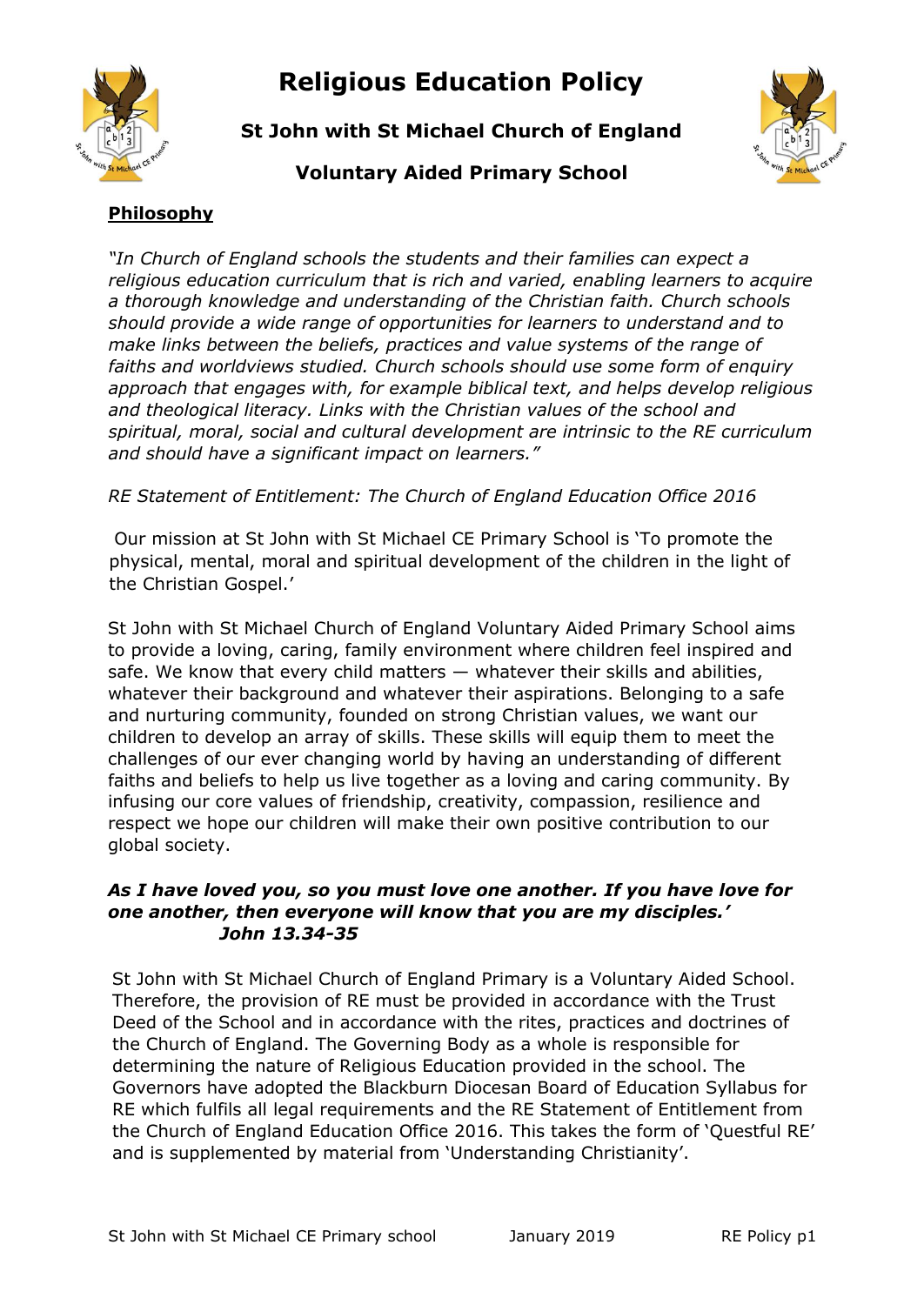# Religious Education Policy

## St John with St Michael Church of England

## Voluntary Aided Primary School

**Philosophy**

*"In Church of England schools the students and their families can expect a religious education curriculum that is rich and varied, enabling learners to acquire a thorough knowledge and understanding of the Christian faith. Church schools should provide a wide range of opportunities for learners to understand and to make links between the beliefs, practices and value systems of the range of faiths and worldviews studied. Church schools should use some form of enquiry approach that engages with, for example biblical text, and helps develop religious and theological literacy. Links with the Christian values of the school and spiritual, moral, social and cultural development are intrinsic to the RE curriculum and should have a significant impact on learners."*

*RE Statement of Entitlement: The Church of England Education Office 2016*

Our mission at St John with St Michael CE Primary School is 'To promote the physical, mental, moral and spiritual development of the children in the light of the Christian Gospel.'

St John with St Michael Church of England Voluntary Aided Primary School aims to provide a loving, caring, family environment where children feel inspired and safe. We know that every child matters — whatever their skills and abilities, whatever their background and whatever their aspirations. Belonging to a safe and nurturing community, founded on strong Christian values, we want our children to develop an array of skills. These skills will equip them to meet the challenges of our ever changing world by having an understanding of different faiths and beliefs to help us live together as a loving and caring community. By infusing our core values of friendship, creativity, compassion, resilience and respect we hope our children will make their own positive contribution to our global society.

***As I have loved you, so you must love one another. If you have love for one another, then everyone will know that you are my disciples.'***
***John 13.34-35***

St John with St Michael Church of England Primary is a Voluntary Aided School. Therefore, the provision of RE must be provided in accordance with the Trust Deed of the School and in accordance with the rites, practices and doctrines of the Church of England. The Governing Body as a whole is responsible for determining the nature of Religious Education provided in the school. The Governors have adopted the Blackburn Diocesan Board of Education Syllabus for RE which fulfils all legal requirements and the RE Statement of Entitlement from the Church of England Education Office 2016. This takes the form of 'Questful RE' and is supplemented by material from 'Understanding Christianity'.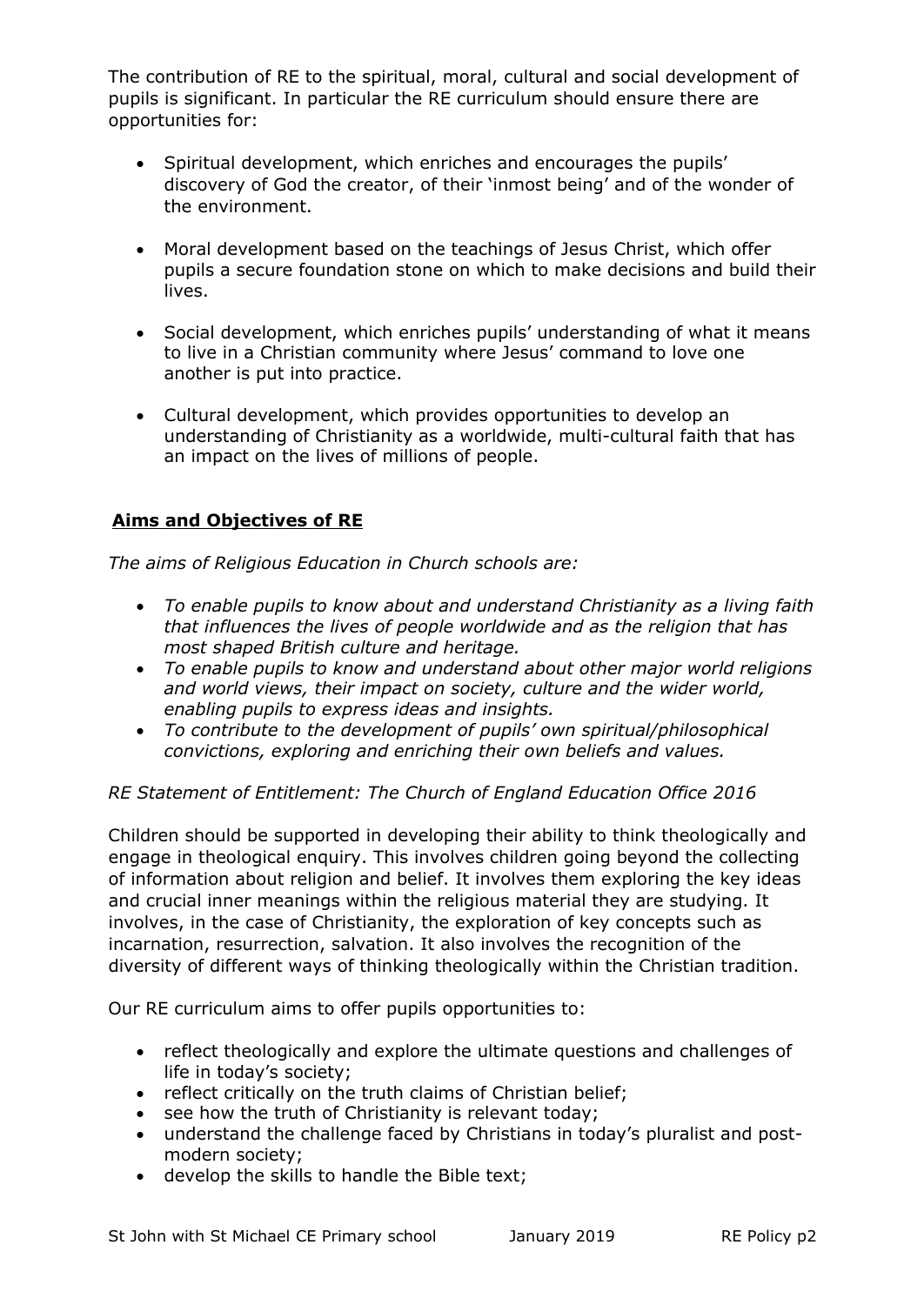The contribution of RE to the spiritual, moral, cultural and social development of pupils is significant. In particular the RE curriculum should ensure there are opportunities for:

- Spiritual development, which enriches and encourages the pupils' discovery of God the creator, of their 'inmost being' and of the wonder of the environment.

- Moral development based on the teachings of Jesus Christ, which offer pupils a secure foundation stone on which to make decisions and build their lives.

- Social development, which enriches pupils' understanding of what it means to live in a Christian community where Jesus' command to love one another is put into practice.

- Cultural development, which provides opportunities to develop an understanding of Christianity as a worldwide, multi-cultural faith that has an impact on the lives of millions of people.

## **Aims and Objectives of RE**

*The aims of Religious Education in Church schools are:*

- *To enable pupils to know about and understand Christianity as a living faith that influences the lives of people worldwide and as the religion that has most shaped British culture and heritage.*
- *To enable pupils to know and understand about other major world religions and world views, their impact on society, culture and the wider world, enabling pupils to express ideas and insights.*
- *To contribute to the development of pupils' own spiritual/philosophical convictions, exploring and enriching their own beliefs and values.*

*RE Statement of Entitlement: The Church of England Education Office 2016*

Children should be supported in developing their ability to think theologically and engage in theological enquiry. This involves children going beyond the collecting of information about religion and belief. It involves them exploring the key ideas and crucial inner meanings within the religious material they are studying. It involves, in the case of Christianity, the exploration of key concepts such as incarnation, resurrection, salvation. It also involves the recognition of the diversity of different ways of thinking theologically within the Christian tradition.

Our RE curriculum aims to offer pupils opportunities to:

- reflect theologically and explore the ultimate questions and challenges of life in today's society;
- reflect critically on the truth claims of Christian belief;
- see how the truth of Christianity is relevant today;
- understand the challenge faced by Christians in today's pluralist and post-modern society;
- develop the skills to handle the Bible text;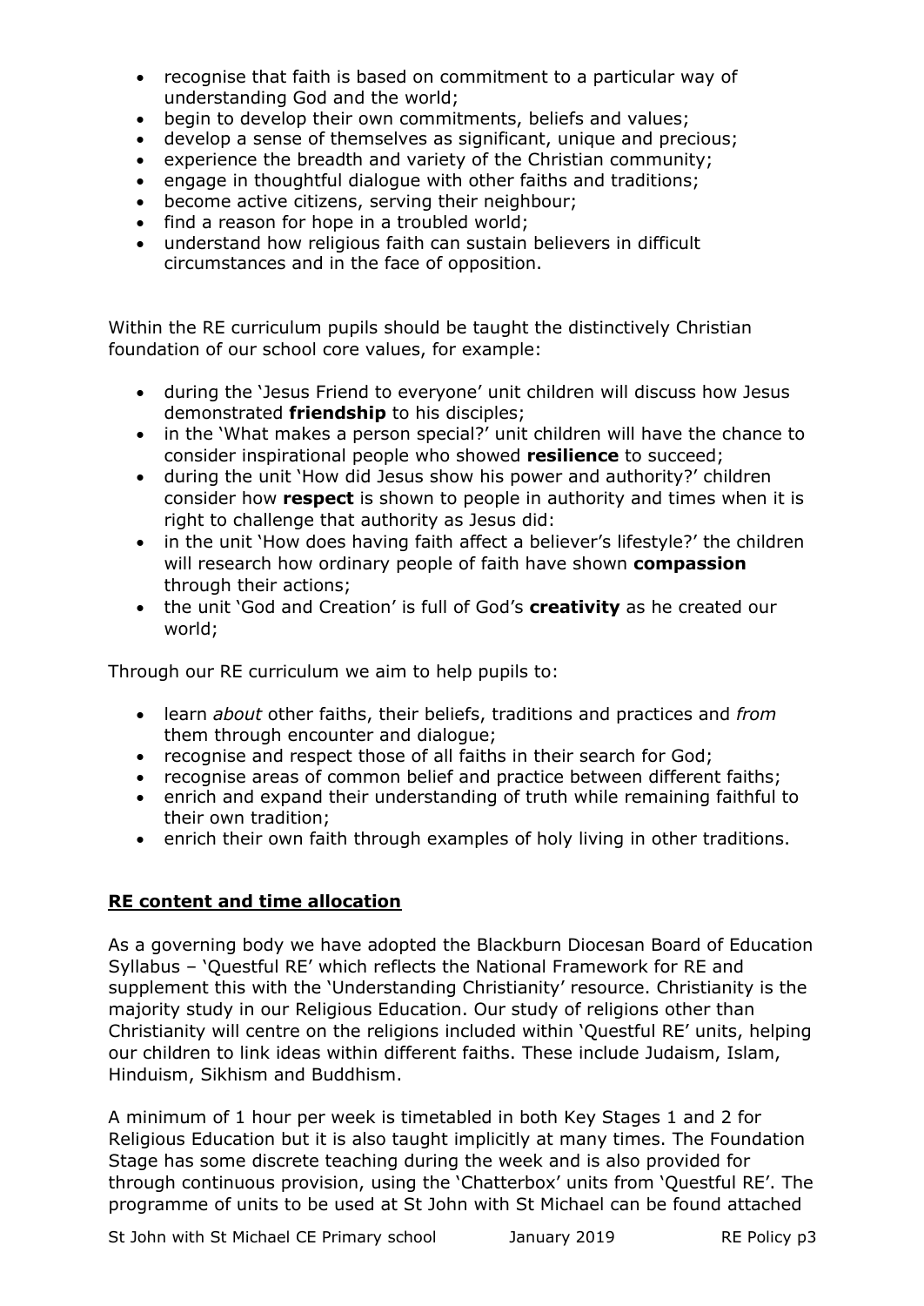- recognise that faith is based on commitment to a particular way of understanding God and the world;
- begin to develop their own commitments, beliefs and values;
- develop a sense of themselves as significant, unique and precious;
- experience the breadth and variety of the Christian community;
- engage in thoughtful dialogue with other faiths and traditions;
- become active citizens, serving their neighbour;
- find a reason for hope in a troubled world;
- understand how religious faith can sustain believers in difficult circumstances and in the face of opposition.

Within the RE curriculum pupils should be taught the distinctively Christian foundation of our school core values, for example:

- during the 'Jesus Friend to everyone' unit children will discuss how Jesus demonstrated **friendship** to his disciples;
- in the 'What makes a person special?' unit children will have the chance to consider inspirational people who showed **resilience** to succeed;
- during the unit 'How did Jesus show his power and authority?' children consider how **respect** is shown to people in authority and times when it is right to challenge that authority as Jesus did:
- in the unit 'How does having faith affect a believer's lifestyle?' the children will research how ordinary people of faith have shown **compassion** through their actions;
- the unit 'God and Creation' is full of God's **creativity** as he created our world;

Through our RE curriculum we aim to help pupils to:

- learn *about* other faiths, their beliefs, traditions and practices and *from* them through encounter and dialogue;
- recognise and respect those of all faiths in their search for God;
- recognise areas of common belief and practice between different faiths;
- enrich and expand their understanding of truth while remaining faithful to their own tradition;
- enrich their own faith through examples of holy living in other traditions.

## RE content and time allocation

As a governing body we have adopted the Blackburn Diocesan Board of Education Syllabus – 'Questful RE' which reflects the National Framework for RE and supplement this with the 'Understanding Christianity' resource. Christianity is the majority study in our Religious Education. Our study of religions other than Christianity will centre on the religions included within 'Questful RE' units, helping our children to link ideas within different faiths. These include Judaism, Islam, Hinduism, Sikhism and Buddhism.

A minimum of 1 hour per week is timetabled in both Key Stages 1 and 2 for Religious Education but it is also taught implicitly at many times. The Foundation Stage has some discrete teaching during the week and is also provided for through continuous provision, using the 'Chatterbox' units from 'Questful RE'. The programme of units to be used at St John with St Michael can be found attached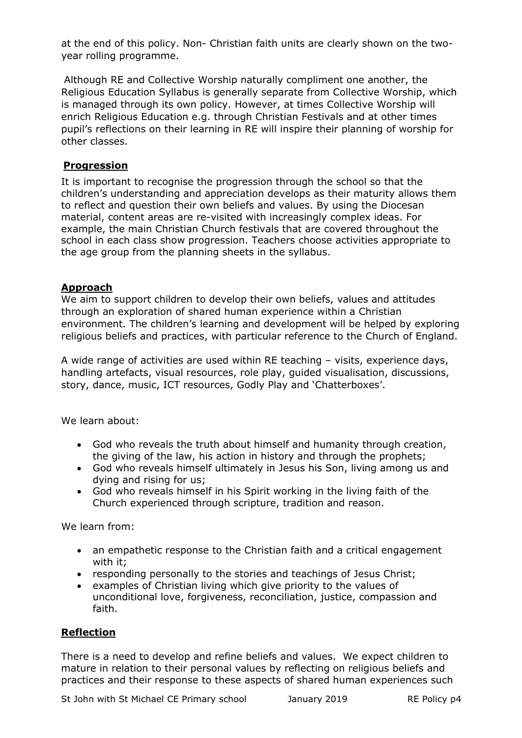at the end of this policy. Non- Christian faith units are clearly shown on the two-year rolling programme.

Although RE and Collective Worship naturally compliment one another, the Religious Education Syllabus is generally separate from Collective Worship, which is managed through its own policy. However, at times Collective Worship will enrich Religious Education e.g. through Christian Festivals and at other times pupil's reflections on their learning in RE will inspire their planning of worship for other classes.

## Progression

It is important to recognise the progression through the school so that the children's understanding and appreciation develops as their maturity allows them to reflect and question their own beliefs and values. By using the Diocesan material, content areas are re-visited with increasingly complex ideas. For example, the main Christian Church festivals that are covered throughout the school in each class show progression. Teachers choose activities appropriate to the age group from the planning sheets in the syllabus.

## Approach

We aim to support children to develop their own beliefs, values and attitudes through an exploration of shared human experience within a Christian environment. The children's learning and development will be helped by exploring religious beliefs and practices, with particular reference to the Church of England.

A wide range of activities are used within RE teaching – visits, experience days, handling artefacts, visual resources, role play, guided visualisation, discussions, story, dance, music, ICT resources, Godly Play and 'Chatterboxes'.

We learn about:

- God who reveals the truth about himself and humanity through creation, the giving of the law, his action in history and through the prophets;
- God who reveals himself ultimately in Jesus his Son, living among us and dying and rising for us;
- God who reveals himself in his Spirit working in the living faith of the Church experienced through scripture, tradition and reason.

We learn from:

- an empathetic response to the Christian faith and a critical engagement with it;
- responding personally to the stories and teachings of Jesus Christ;
- examples of Christian living which give priority to the values of unconditional love, forgiveness, reconciliation, justice, compassion and faith.

## Reflection

There is a need to develop and refine beliefs and values. We expect children to mature in relation to their personal values by reflecting on religious beliefs and practices and their response to these aspects of shared human experiences such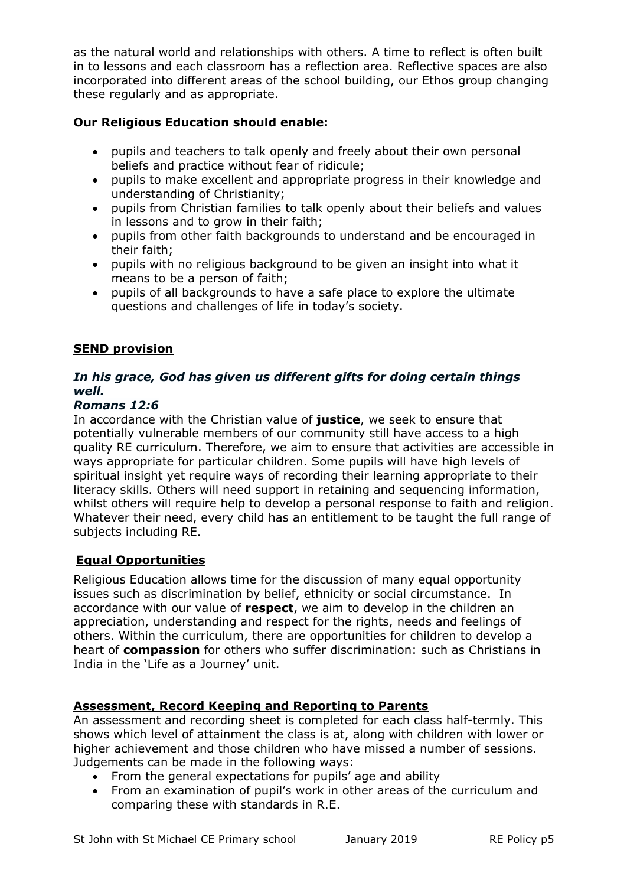as the natural world and relationships with others. A time to reflect is often built in to lessons and each classroom has a reflection area. Reflective spaces are also incorporated into different areas of the school building, our Ethos group changing these regularly and as appropriate.

**Our Religious Education should enable:**

- pupils and teachers to talk openly and freely about their own personal beliefs and practice without fear of ridicule;
- pupils to make excellent and appropriate progress in their knowledge and understanding of Christianity;
- pupils from Christian families to talk openly about their beliefs and values in lessons and to grow in their faith;
- pupils from other faith backgrounds to understand and be encouraged in their faith;
- pupils with no religious background to be given an insight into what it means to be a person of faith;
- pupils of all backgrounds to have a safe place to explore the ultimate questions and challenges of life in today's society.

## SEND provision

***In his grace, God has given us different gifts for doing certain things well.***
***Romans 12:6***

In accordance with the Christian value of **justice**, we seek to ensure that potentially vulnerable members of our community still have access to a high quality RE curriculum. Therefore, we aim to ensure that activities are accessible in ways appropriate for particular children. Some pupils will have high levels of spiritual insight yet require ways of recording their learning appropriate to their literacy skills. Others will need support in retaining and sequencing information, whilst others will require help to develop a personal response to faith and religion. Whatever their need, every child has an entitlement to be taught the full range of subjects including RE.

## Equal Opportunities

Religious Education allows time for the discussion of many equal opportunity issues such as discrimination by belief, ethnicity or social circumstance. In accordance with our value of **respect**, we aim to develop in the children an appreciation, understanding and respect for the rights, needs and feelings of others. Within the curriculum, there are opportunities for children to develop a heart of **compassion** for others who suffer discrimination: such as Christians in India in the 'Life as a Journey' unit.

## Assessment, Record Keeping and Reporting to Parents

An assessment and recording sheet is completed for each class half-termly. This shows which level of attainment the class is at, along with children with lower or higher achievement and those children who have missed a number of sessions. Judgements can be made in the following ways:

- From the general expectations for pupils' age and ability
- From an examination of pupil's work in other areas of the curriculum and comparing these with standards in R.E.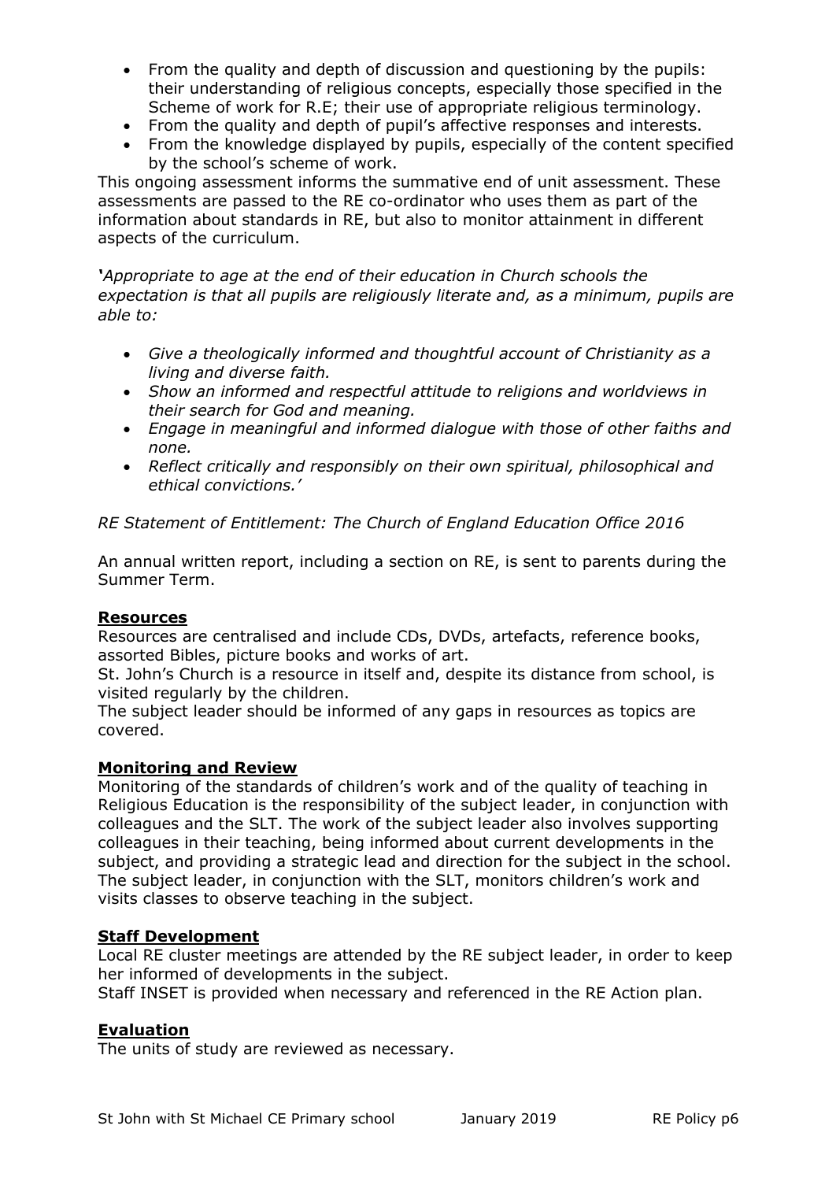- From the quality and depth of discussion and questioning by the pupils: their understanding of religious concepts, especially those specified in the Scheme of work for R.E; their use of appropriate religious terminology.
- From the quality and depth of pupil's affective responses and interests.
- From the knowledge displayed by pupils, especially of the content specified by the school's scheme of work.

This ongoing assessment informs the summative end of unit assessment. These assessments are passed to the RE co-ordinator who uses them as part of the information about standards in RE, but also to monitor attainment in different aspects of the curriculum.

*'Appropriate to age at the end of their education in Church schools the expectation is that all pupils are religiously literate and, as a minimum, pupils are able to:*

- *Give a theologically informed and thoughtful account of Christianity as a living and diverse faith.*
- *Show an informed and respectful attitude to religions and worldviews in their search for God and meaning.*
- *Engage in meaningful and informed dialogue with those of other faiths and none.*
- *Reflect critically and responsibly on their own spiritual, philosophical and ethical convictions.'*

*RE Statement of Entitlement: The Church of England Education Office 2016*

An annual written report, including a section on RE, is sent to parents during the Summer Term.

## Resources

Resources are centralised and include CDs, DVDs, artefacts, reference books, assorted Bibles, picture books and works of art.

St. John's Church is a resource in itself and, despite its distance from school, is visited regularly by the children.

The subject leader should be informed of any gaps in resources as topics are covered.

## Monitoring and Review

Monitoring of the standards of children's work and of the quality of teaching in Religious Education is the responsibility of the subject leader, in conjunction with colleagues and the SLT. The work of the subject leader also involves supporting colleagues in their teaching, being informed about current developments in the subject, and providing a strategic lead and direction for the subject in the school. The subject leader, in conjunction with the SLT, monitors children's work and visits classes to observe teaching in the subject.

## Staff Development

Local RE cluster meetings are attended by the RE subject leader, in order to keep her informed of developments in the subject.

Staff INSET is provided when necessary and referenced in the RE Action plan.

## Evaluation

The units of study are reviewed as necessary.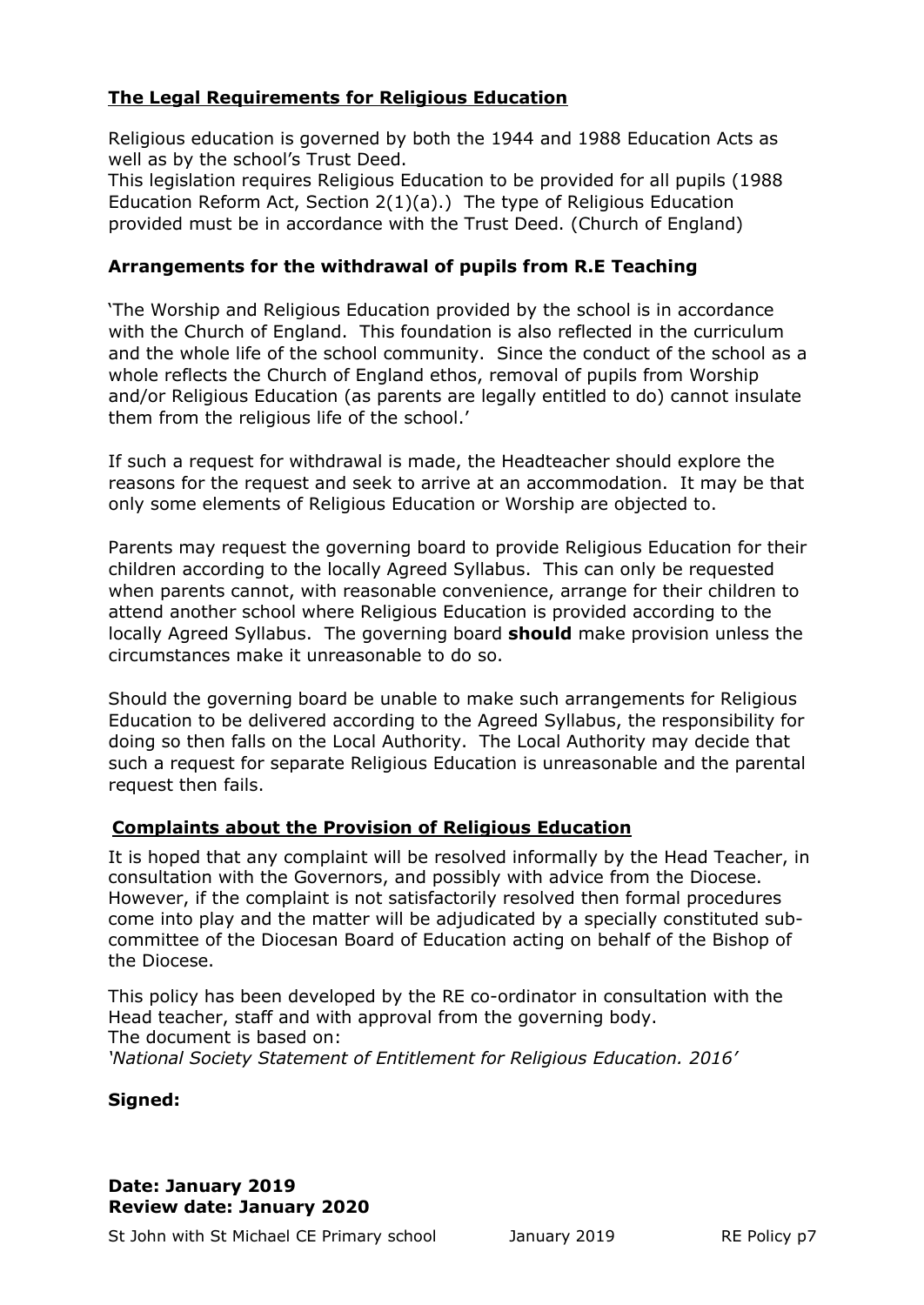## **The Legal Requirements for Religious Education**

Religious education is governed by both the 1944 and 1988 Education Acts as well as by the school's Trust Deed.
This legislation requires Religious Education to be provided for all pupils (1988 Education Reform Act, Section 2(1)(a).) The type of Religious Education provided must be in accordance with the Trust Deed. (Church of England)

### **Arrangements for the withdrawal of pupils from R.E Teaching**

'The Worship and Religious Education provided by the school is in accordance with the Church of England. This foundation is also reflected in the curriculum and the whole life of the school community. Since the conduct of the school as a whole reflects the Church of England ethos, removal of pupils from Worship and/or Religious Education (as parents are legally entitled to do) cannot insulate them from the religious life of the school.'

If such a request for withdrawal is made, the Headteacher should explore the reasons for the request and seek to arrive at an accommodation. It may be that only some elements of Religious Education or Worship are objected to.

Parents may request the governing board to provide Religious Education for their children according to the locally Agreed Syllabus. This can only be requested when parents cannot, with reasonable convenience, arrange for their children to attend another school where Religious Education is provided according to the locally Agreed Syllabus. The governing board **should** make provision unless the circumstances make it unreasonable to do so.

Should the governing board be unable to make such arrangements for Religious Education to be delivered according to the Agreed Syllabus, the responsibility for doing so then falls on the Local Authority. The Local Authority may decide that such a request for separate Religious Education is unreasonable and the parental request then fails.

## **Complaints about the Provision of Religious Education**

It is hoped that any complaint will be resolved informally by the Head Teacher, in consultation with the Governors, and possibly with advice from the Diocese. However, if the complaint is not satisfactorily resolved then formal procedures come into play and the matter will be adjudicated by a specially constituted sub-committee of the Diocesan Board of Education acting on behalf of the Bishop of the Diocese.

This policy has been developed by the RE co-ordinator in consultation with the Head teacher, staff and with approval from the governing body.
The document is based on:
*'National Society Statement of Entitlement for Religious Education. 2016'*

**Signed:**

**Date: January 2019**
**Review date: January 2020**